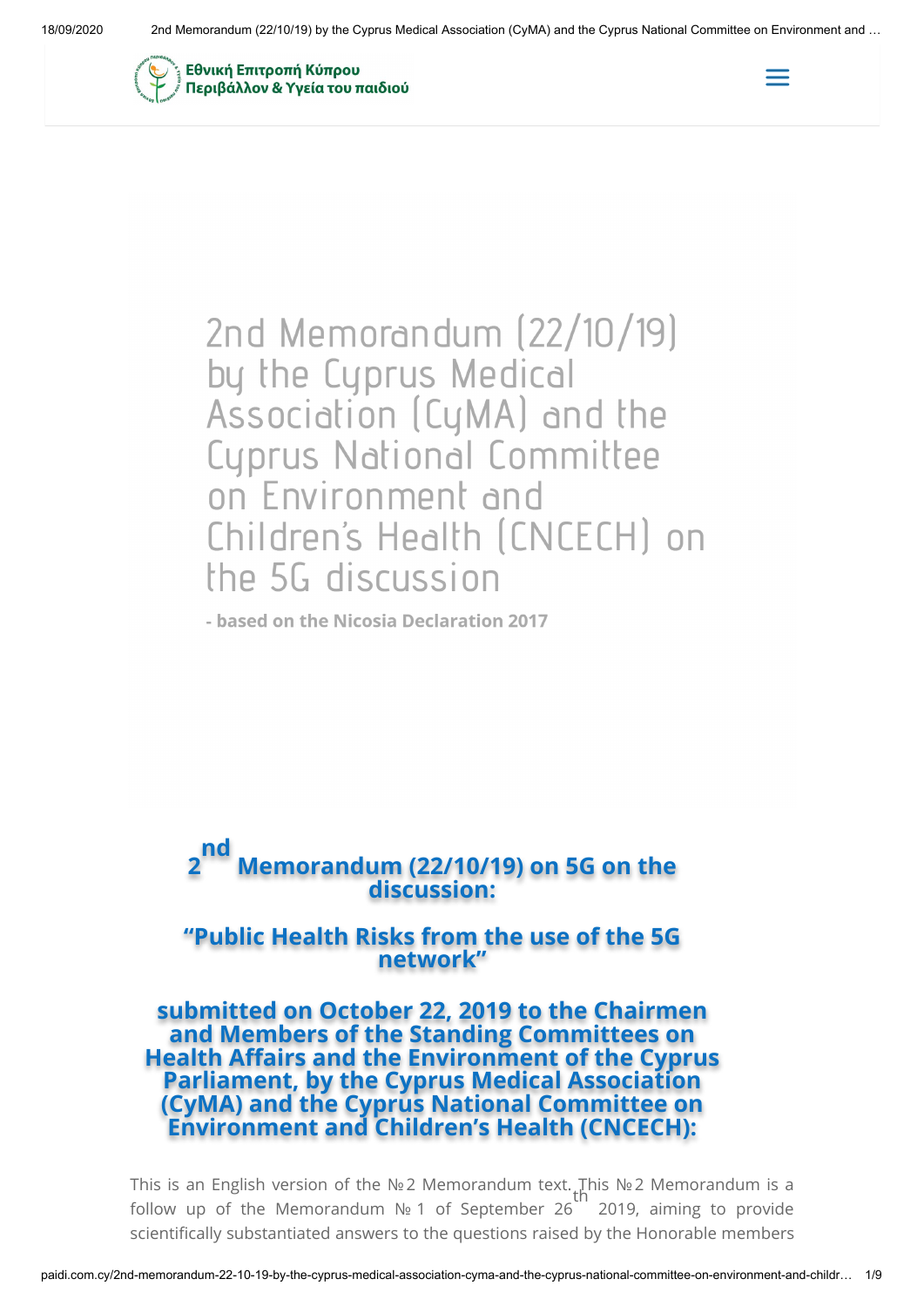Εθνική Επιτροπή Κύπρου Περιβάλλον & Υγεία του παιδιού

# 2nd Memorandum (22/10/19) by the Cyprus Medical Association (CyMA) and the Cyprus National Committee on Environment and Children's Health (CNCECH) on the 5G discussion

**- based on the Nicosia Declaration 2017**

## 2nd Memorandum (22/10/19) on 5G on the discussion:

## "Public Health Risks from the use of the 5G network"

## submitted on October 22, 2019 to the Chairmen and Members of the Standing Committees on Health Affairs and the Environment of the Cyprus Parliament, by the Cyprus Medical Association (CyMA) and the Cyprus National Committee on Environment and Children's Health (CNCECH):

This is an English version of the №2 Memorandum text. This №2 Memorandum is a follow up of the Memorandum № 1 of September 26th 2019, aiming to provide scientifically substantiated answers to the questions raised by the Honorable members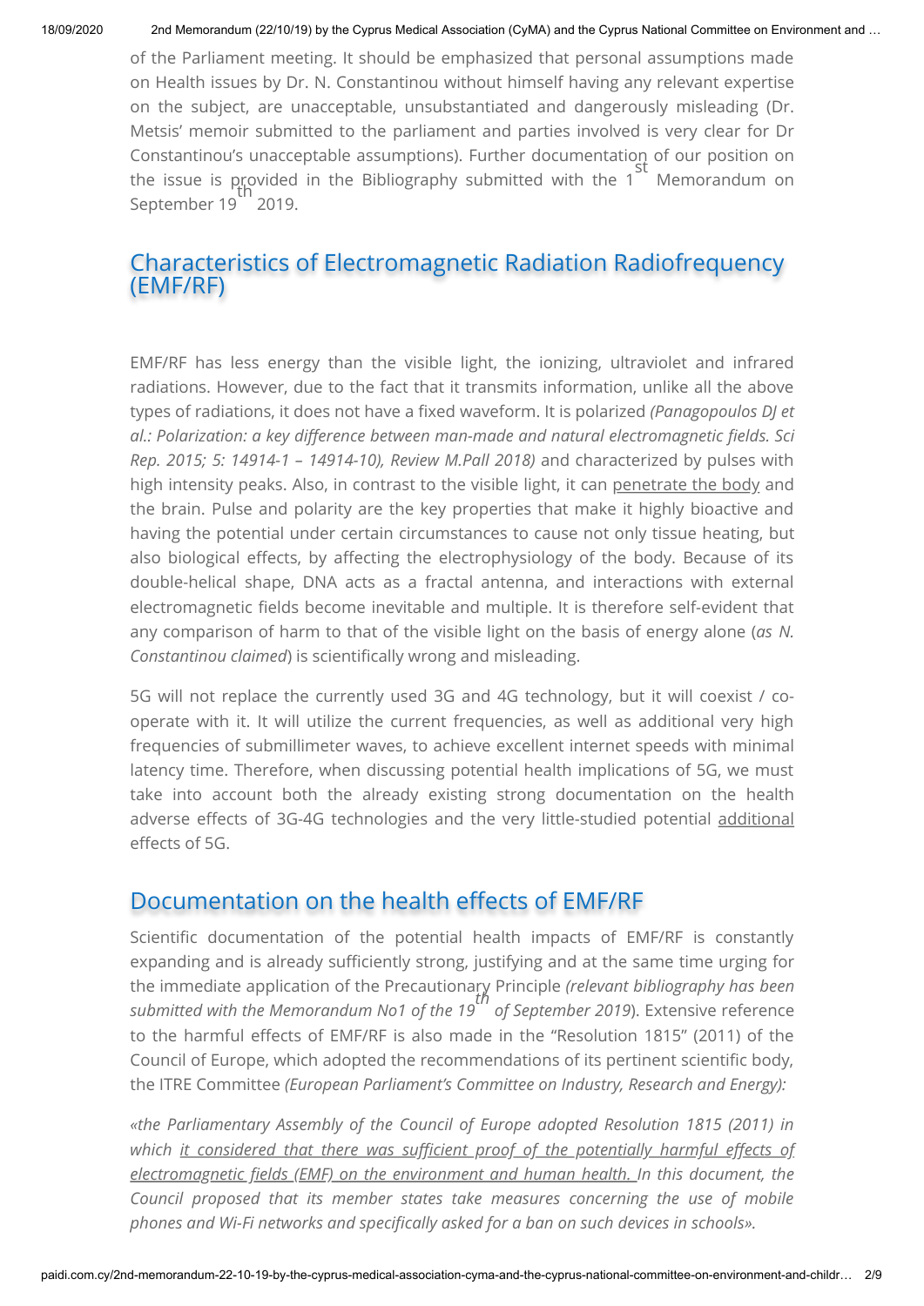of the Parliament meeting. It should be emphasized that personal assumptions made on Health issues by Dr. N. Constantinou without himself having any relevant expertise on the subject, are unacceptable, unsubstantiated and dangerously misleading (Dr. Metsis' memoir submitted to the parliament and parties involved is very clear for Dr Constantinou's unacceptable assumptions). Further documentation of our position on the issue is provided in the Bibliography submitted with the 1st Memorandum on September 19th 2019.

## Characteristics of Electromagnetic Radiation Radiofrequency (EMF/RF)

EMF/RF has less energy than the visible light, the ionizing, ultraviolet and infrared radiations. However, due to the fact that it transmits information, unlike all the above types of radiations, it does not have a fixed waveform. It is polarized *(Panagopoulos DJ et al.: Polarization: a key difference between man-made and natural electromagnetic fields. Sci Rep. 2015; 5: 14914-1 – 14914-10), Review M.Pall 2018)* and characterized by pulses with high intensity peaks. Also, in contrast to the visible light, it can penetrate the body and the brain. Pulse and polarity are the key properties that make it highly bioactive and having the potential under certain circumstances to cause not only tissue heating, but also biological effects, by affecting the electrophysiology of the body. Because of its double-helical shape, DNA acts as a fractal antenna, and interactions with external electromagnetic fields become inevitable and multiple. It is therefore self-evident that any comparison of harm to that of the visible light on the basis of energy alone (*as N. Constantinou claimed*) is scientifically wrong and misleading.

5G will not replace the currently used 3G and 4G technology, but it will coexist / co-operate with it. It will utilize the current frequencies, as well as additional very high frequencies of submillimeter waves, to achieve excellent internet speeds with minimal latency time. Therefore, when discussing potential health implications of 5G, we must take into account both the already existing strong documentation on the health adverse effects of 3G-4G technologies and the very little-studied potential additional effects of 5G.

## Documentation on the health effects of EMF/RF

Scientific documentation of the potential health impacts of EMF/RF is constantly expanding and is already sufficiently strong, justifying and at the same time urging for the immediate application of the Precautionary Principle *(relevant bibliography has been submitted with the Memorandum No1 of the 19th of September 2019*). Extensive reference to the harmful effects of EMF/RF is also made in the "Resolution 1815" (2011) of the Council of Europe, which adopted the recommendations of its pertinent scientific body, the ITRE Committee *(European Parliament's Committee on Industry, Research and Energy):*

*«the Parliamentary Assembly of the Council of Europe adopted Resolution 1815 (2011) in which it considered that there was sufficient proof of the potentially harmful effects of electromagnetic fields (EMF) on the environment and human health. In this document, the Council proposed that its member states take measures concerning the use of mobile phones and Wi-Fi networks and specifically asked for a ban on such devices in schools».*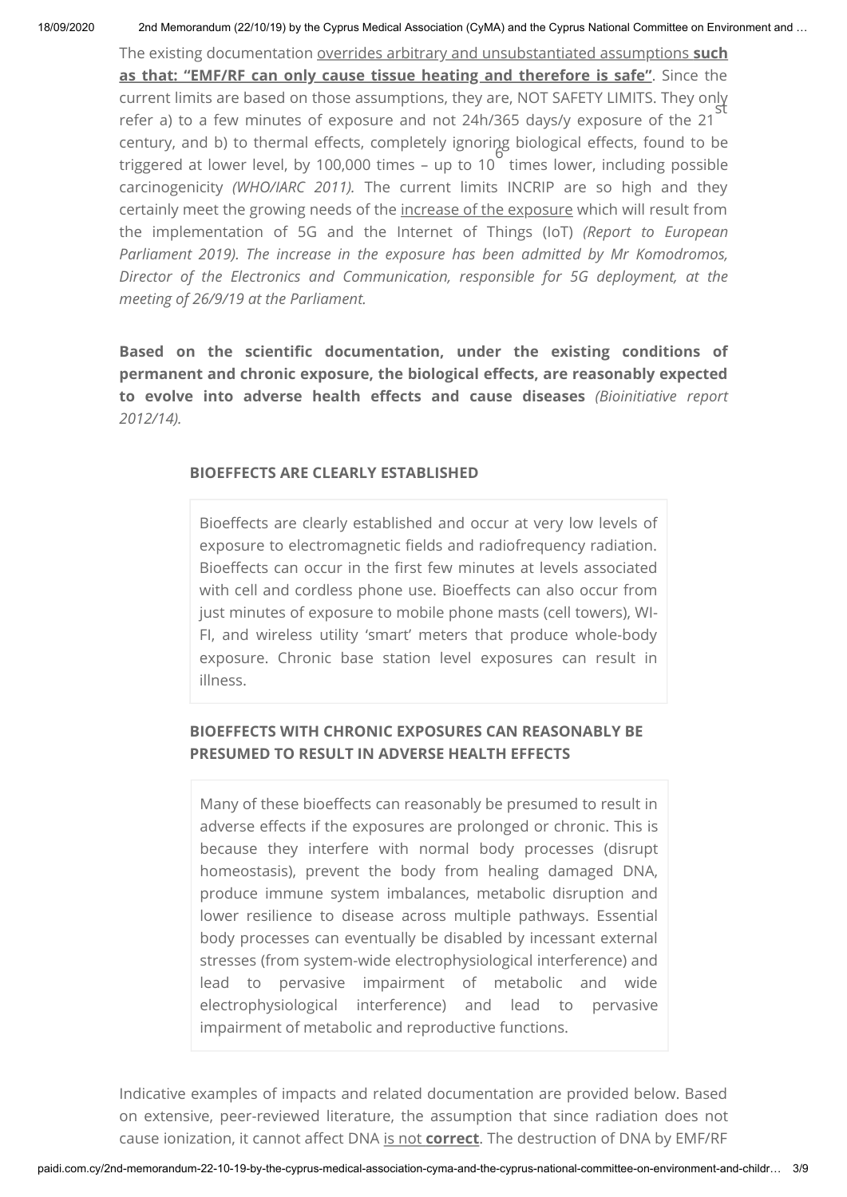The existing documentation overrides arbitrary and unsubstantiated assumptions **such as that: "EMF/RF can only cause tissue heating and therefore is safe"**. Since the current limits are based on those assumptions, they are, NOT SAFETY LIMITS. They only refer a) to a few minutes of exposure and not 24h/365 days/y exposure of the 21$^{st}$ century, and b) to thermal effects, completely ignoring biological effects, found to be triggered at lower level, by 100,000 times – up to $10^6$ times lower, including possible carcinogenicity *(WHO/IARC 2011).* The current limits INCRIP are so high and they certainly meet the growing needs of the increase of the exposure which will result from the implementation of 5G and the Internet of Things (IoT) *(Report to European Parliament 2019). The increase in the exposure has been admitted by Mr Komodromos, Director of the Electronics and Communication, responsible for 5G deployment, at the meeting of 26/9/19 at the Parliament.*

**Based on the scientific documentation, under the existing conditions of permanent and chronic exposure, the biological effects, are reasonably expected to evolve into adverse health effects and cause diseases** *(Bioinitiative report 2012/14).*

### BIOEFFECTS ARE CLEARLY ESTABLISHED

Bioeffects are clearly established and occur at very low levels of exposure to electromagnetic fields and radiofrequency radiation. Bioeffects can occur in the first few minutes at levels associated with cell and cordless phone use. Bioeffects can also occur from just minutes of exposure to mobile phone masts (cell towers), WI-FI, and wireless utility 'smart' meters that produce whole-body exposure. Chronic base station level exposures can result in illness.

### BIOEFFECTS WITH CHRONIC EXPOSURES CAN REASONABLY BE PRESUMED TO RESULT IN ADVERSE HEALTH EFFECTS

Many of these bioeffects can reasonably be presumed to result in adverse effects if the exposures are prolonged or chronic. This is because they interfere with normal body processes (disrupt homeostasis), prevent the body from healing damaged DNA, produce immune system imbalances, metabolic disruption and lower resilience to disease across multiple pathways. Essential body processes can eventually be disabled by incessant external stresses (from system-wide electrophysiological interference) and lead to pervasive impairment of metabolic and wide electrophysiological interference) and lead to pervasive impairment of metabolic and reproductive functions.

Indicative examples of impacts and related documentation are provided below. Based on extensive, peer-reviewed literature, the assumption that since radiation does not cause ionization, it cannot affect DNA is not **correct**. The destruction of DNA by EMF/RF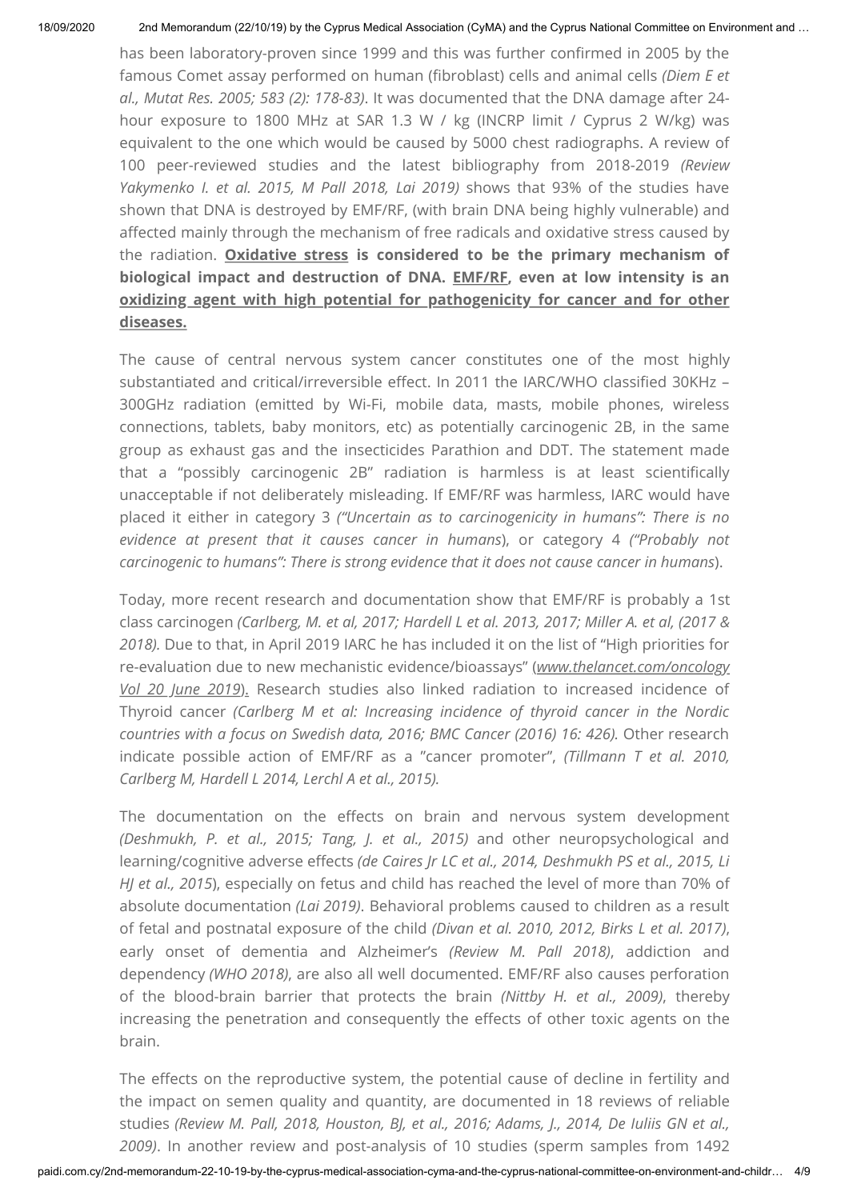has been laboratory-proven since 1999 and this was further confirmed in 2005 by the famous Comet assay performed on human (fibroblast) cells and animal cells *(Diem E et al., Mutat Res. 2005; 583 (2): 178-83)*. It was documented that the DNA damage after 24-hour exposure to 1800 MHz at SAR 1.3 W / kg (INCRP limit / Cyprus 2 W/kg) was equivalent to the one which would be caused by 5000 chest radiographs. A review of 100 peer-reviewed studies and the latest bibliography from 2018-2019 *(Review Yakymenko I. et al. 2015, M Pall 2018, Lai 2019)* shows that 93% of the studies have shown that DNA is destroyed by EMF/RF, (with brain DNA being highly vulnerable) and affected mainly through the mechanism of free radicals and oxidative stress caused by the radiation. **<u>Oxidative stress</u> is considered to be the primary mechanism of biological impact and destruction of DNA. <u>EMF/RF</u>, even at low intensity is an <u>oxidizing agent with high potential for pathogenicity for cancer and for other diseases.</u>**

The cause of central nervous system cancer constitutes one of the most highly substantiated and critical/irreversible effect. In 2011 the IARC/WHO classified 30KHz – 300GHz radiation (emitted by Wi-Fi, mobile data, masts, mobile phones, wireless connections, tablets, baby monitors, etc) as potentially carcinogenic 2B, in the same group as exhaust gas and the insecticides Parathion and DDT. The statement made that a "possibly carcinogenic 2B" radiation is harmless is at least scientifically unacceptable if not deliberately misleading. If EMF/RF was harmless, IARC would have placed it either in category 3 *("Uncertain as to carcinogenicity in humans": There is no evidence at present that it causes cancer in humans*), or category 4 *("Probably not carcinogenic to humans": There is strong evidence that it does not cause cancer in humans*).

Today, more recent research and documentation show that EMF/RF is probably a 1st class carcinogen *(Carlberg, M. et al, 2017; Hardell L et al. 2013, 2017; Miller A. et al, (2017 & 2018).* Due to that, in April 2019 IARC he has included it on the list of "High priorities for re-evaluation due to new mechanistic evidence/bioassays" (*<u>www.thelancet.com/oncology Vol 20 June 2019</u>*). Research studies also linked radiation to increased incidence of Thyroid cancer *(Carlberg M et al: Increasing incidence of thyroid cancer in the Nordic countries with a focus on Swedish data, 2016; BMC Cancer (2016) 16: 426).* Other research indicate possible action of EMF/RF as a "cancer promoter", *(Tillmann T et al. 2010, Carlberg M, Hardell L 2014, Lerchl A et al., 2015).*

The documentation on the effects on brain and nervous system development *(Deshmukh, P. et al., 2015; Tang, J. et al., 2015)* and other neuropsychological and learning/cognitive adverse effects *(de Caires Jr LC et al., 2014, Deshmukh PS et al., 2015, Li HJ et al., 2015*), especially on fetus and child has reached the level of more than 70% of absolute documentation *(Lai 2019)*. Behavioral problems caused to children as a result of fetal and postnatal exposure of the child *(Divan et al. 2010, 2012, Birks L et al. 2017)*, early onset of dementia and Alzheimer's *(Review M. Pall 2018)*, addiction and dependency *(WHO 2018)*, are also all well documented. EMF/RF also causes perforation of the blood-brain barrier that protects the brain *(Nittby H. et al., 2009)*, thereby increasing the penetration and consequently the effects of other toxic agents on the brain.

The effects on the reproductive system, the potential cause of decline in fertility and the impact on semen quality and quantity, are documented in 18 reviews of reliable studies *(Review M. Pall, 2018, Houston, BJ, et al., 2016; Adams, J., 2014, De Iuliis GN et al., 2009)*. In another review and post-analysis of 10 studies (sperm samples from 1492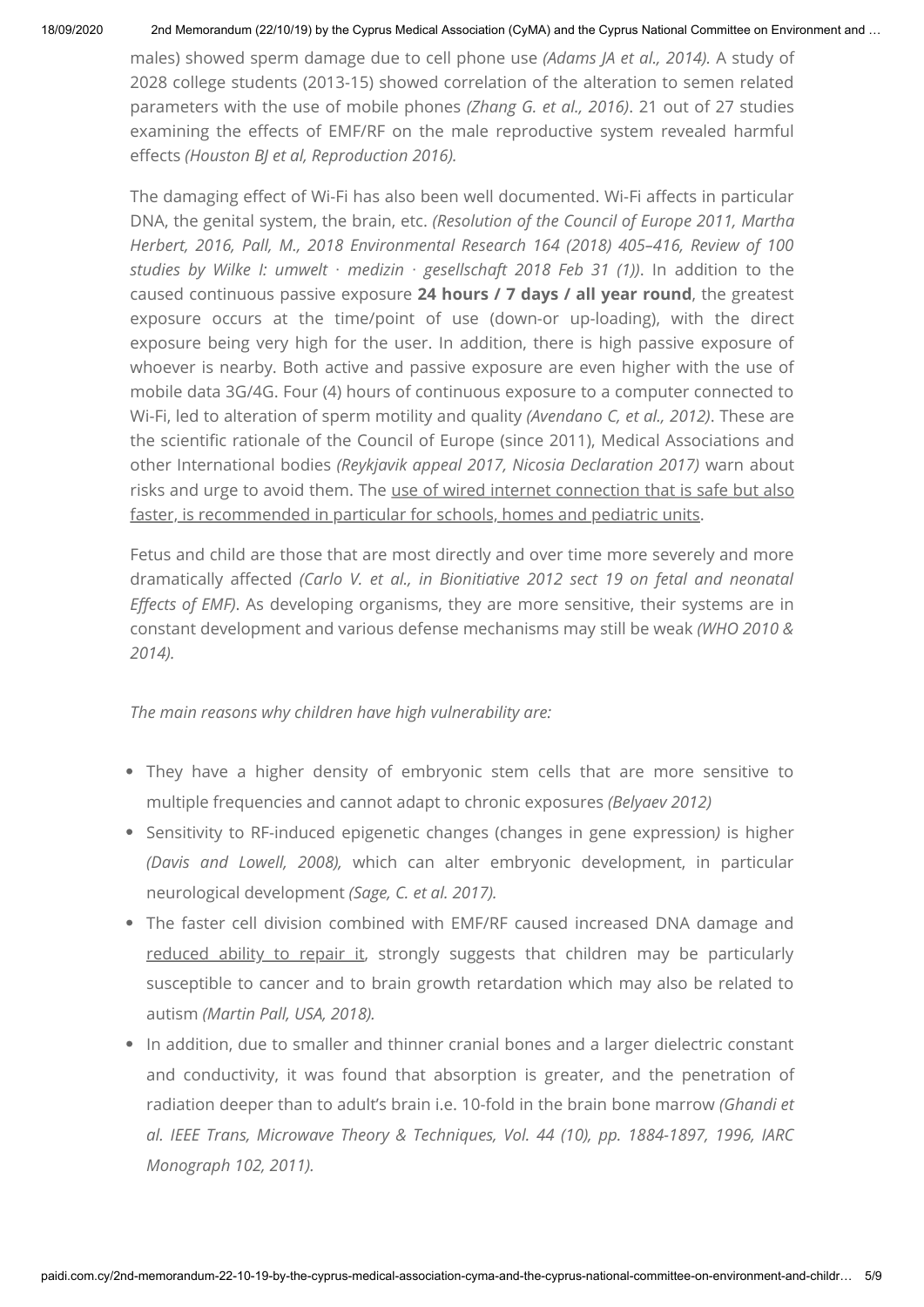males) showed sperm damage due to cell phone use *(Adams JA et al., 2014).* A study of 2028 college students (2013-15) showed correlation of the alteration to semen related parameters with the use of mobile phones *(Zhang G. et al., 2016)*. 21 out of 27 studies examining the effects of EMF/RF on the male reproductive system revealed harmful effects *(Houston BJ et al, Reproduction 2016).*

The damaging effect of Wi-Fi has also been well documented. Wi-Fi affects in particular DNA, the genital system, the brain, etc. *(Resolution of the Council of Europe 2011, Martha Herbert, 2016, Pall, M., 2018 Environmental Research 164 (2018) 405–416, Review of 100 studies by Wilke I: umwelt · medizin · gesellschaft 2018 Feb 31 (1))*. In addition to the caused continuous passive exposure **24 hours / 7 days / all year round**, the greatest exposure occurs at the time/point of use (down-or up-loading), with the direct exposure being very high for the user. In addition, there is high passive exposure of whoever is nearby. Both active and passive exposure are even higher with the use of mobile data 3G/4G. Four (4) hours of continuous exposure to a computer connected to Wi-Fi, led to alteration of sperm motility and quality *(Avendano C, et al., 2012)*. These are the scientific rationale of the Council of Europe (since 2011), Medical Associations and other International bodies *(Reykjavik appeal 2017, Nicosia Declaration 2017)* warn about risks and urge to avoid them. The use of wired internet connection that is safe but also faster, is recommended in particular for schools, homes and pediatric units.

Fetus and child are those that are most directly and over time more severely and more dramatically affected *(Carlo V. et al., in Bionitiative 2012 sect 19 on fetal and neonatal Effects of EMF)*. As developing organisms, they are more sensitive, their systems are in constant development and various defense mechanisms may still be weak *(WHO 2010 & 2014).*

*The main reasons why children have high vulnerability are:*

- They have a higher density of embryonic stem cells that are more sensitive to multiple frequencies and cannot adapt to chronic exposures *(Belyaev 2012)*
- Sensitivity to RF-induced epigenetic changes (changes in gene expression*)* is higher *(Davis and Lowell, 2008),* which can alter embryonic development, in particular neurological development *(Sage, C. et al. 2017).*
- The faster cell division combined with EMF/RF caused increased DNA damage and reduced ability to repair it, strongly suggests that children may be particularly susceptible to cancer and to brain growth retardation which may also be related to autism *(Martin Pall, USA, 2018).*
- In addition, due to smaller and thinner cranial bones and a larger dielectric constant and conductivity, it was found that absorption is greater, and the penetration of radiation deeper than to adult's brain i.e. 10-fold in the brain bone marrow *(Ghandi et al. IEEE Trans, Microwave Theory & Techniques, Vol. 44 (10), pp. 1884-1897, 1996, IARC Monograph 102, 2011).*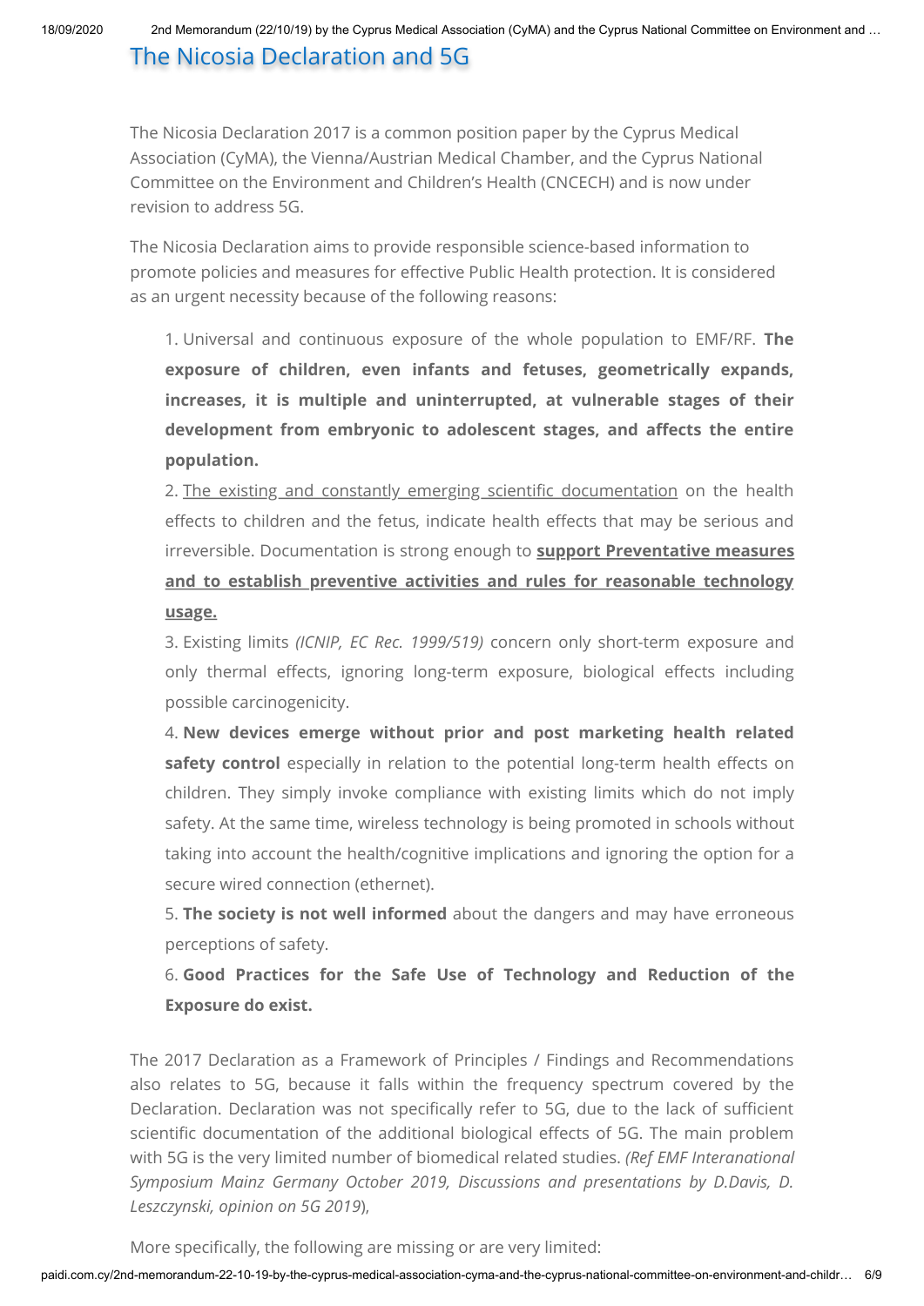## The Nicosia Declaration and 5G

The Nicosia Declaration 2017 is a common position paper by the Cyprus Medical Association (CyMA), the Vienna/Austrian Medical Chamber, and the Cyprus National Committee on the Environment and Children's Health (CNCECH) and is now under revision to address 5G.

The Nicosia Declaration aims to provide responsible science-based information to promote policies and measures for effective Public Health protection. It is considered as an urgent necessity because of the following reasons:

1. Universal and continuous exposure of the whole population to EMF/RF. **The exposure of children, even infants and fetuses, geometrically expands, increases, it is multiple and uninterrupted, at vulnerable stages of their development from embryonic to adolescent stages, and affects the entire population.**
2. The existing and constantly emerging scientific documentation on the health effects to children and the fetus, indicate health effects that may be serious and irreversible. Documentation is strong enough to **support Preventative measures and to establish preventive activities and rules for reasonable technology usage.**
3. Existing limits *(ICNIP, EC Rec. 1999/519)* concern only short-term exposure and only thermal effects, ignoring long-term exposure, biological effects including possible carcinogenicity.
4. **New devices emerge without prior and post marketing health related safety control** especially in relation to the potential long-term health effects on children. They simply invoke compliance with existing limits which do not imply safety. At the same time, wireless technology is being promoted in schools without taking into account the health/cognitive implications and ignoring the option for a secure wired connection (ethernet).
5. **The society is not well informed** about the dangers and may have erroneous perceptions of safety.
6. **Good Practices for the Safe Use of Technology and Reduction of the Exposure do exist.**

The 2017 Declaration as a Framework of Principles / Findings and Recommendations also relates to 5G, because it falls within the frequency spectrum covered by the Declaration. Declaration was not specifically refer to 5G, due to the lack of sufficient scientific documentation of the additional biological effects of 5G. The main problem with 5G is the very limited number of biomedical related studies. *(Ref EMF Interanational Symposium Mainz Germany October 2019, Discussions and presentations by D.Davis, D. Leszczynski, opinion on 5G 2019*),

More specifically, the following are missing or are very limited: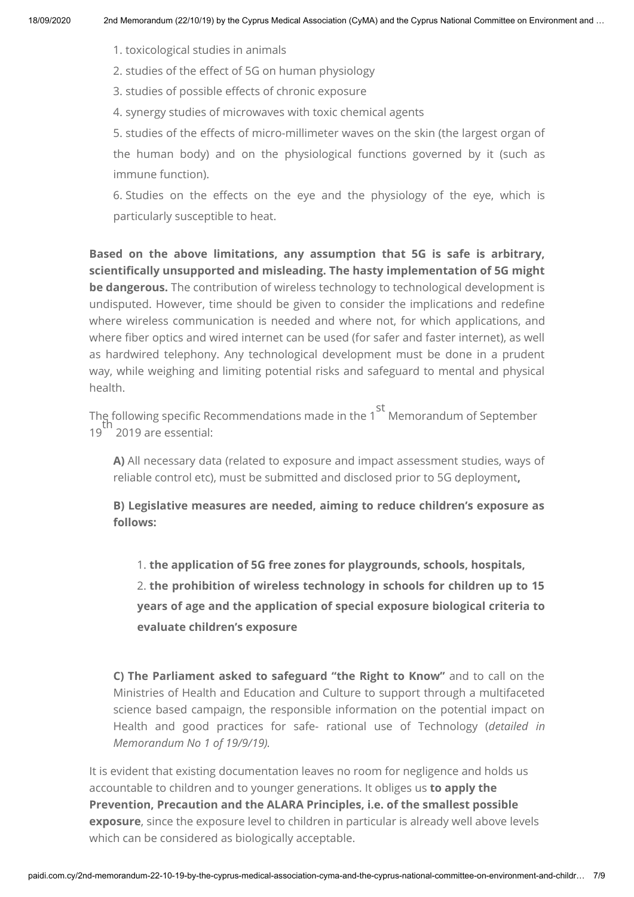1. toxicological studies in animals
2. studies of the effect of 5G on human physiology
3. studies of possible effects of chronic exposure
4. synergy studies of microwaves with toxic chemical agents
5. studies of the effects of micro-millimeter waves on the skin (the largest organ of the human body) and on the physiological functions governed by it (such as immune function).
6. Studies on the effects on the eye and the physiology of the eye, which is particularly susceptible to heat.

**Based on the above limitations, any assumption that 5G is safe is arbitrary, scientifically unsupported and misleading. The hasty implementation of 5G might be dangerous.** The contribution of wireless technology to technological development is undisputed. However, time should be given to consider the implications and redefine where wireless communication is needed and where not, for which applications, and where fiber optics and wired internet can be used (for safer and faster internet), as well as hardwired telephony. Any technological development must be done in a prudent way, while weighing and limiting potential risks and safeguard to mental and physical health.

The following specific Recommendations made in the 1st Memorandum of September 19th 2019 are essential:

**A)** All necessary data (related to exposure and impact assessment studies, ways of reliable control etc), must be submitted and disclosed prior to 5G deployment**,**

**B) Legislative measures are needed, aiming to reduce children's exposure as follows:**

1. **the application of 5G free zones for playgrounds, schools, hospitals,**
2. **the prohibition of wireless technology in schools for children up to 15 years of age and the application of special exposure biological criteria to evaluate children's exposure**

**C) The Parliament asked to safeguard "the Right to Know"** and to call on the Ministries of Health and Education and Culture to support through a multifaceted science based campaign, the responsible information on the potential impact on Health and good practices for safe- rational use of Technology (*detailed in Memorandum No 1 of 19/9/19).*

It is evident that existing documentation leaves no room for negligence and holds us accountable to children and to younger generations. It obliges us **to apply the Prevention, Precaution and the ALARA Principles, i.e. of the smallest possible exposure**, since the exposure level to children in particular is already well above levels which can be considered as biologically acceptable.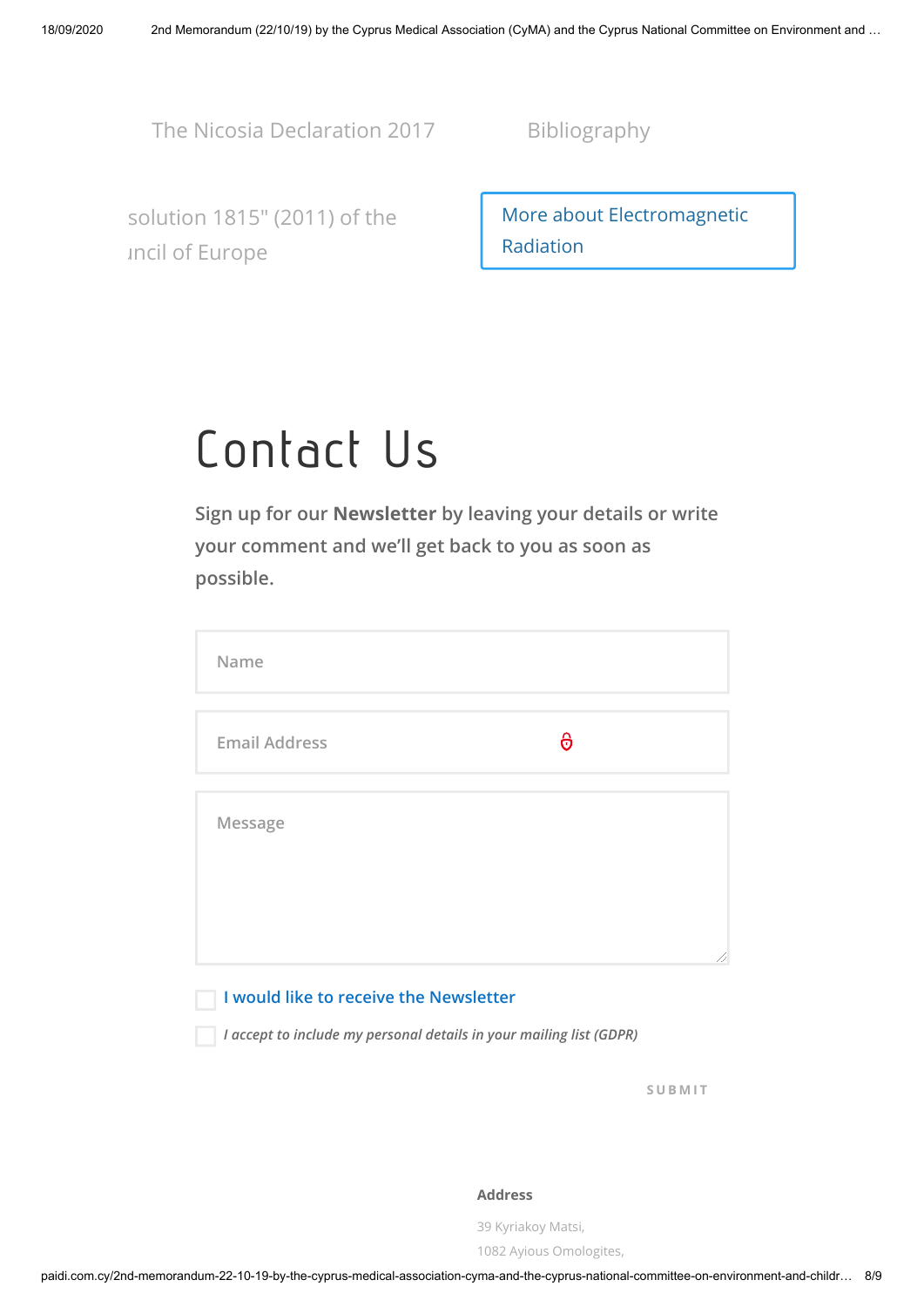The Nicosia Declaration 2017

Bibliography

solution 1815" (2011) of the
ıncil of Europe

More about Electromagnetic Radiation

# Contact Us

Sign up for our **Newsletter** by leaving your details or write your comment and we'll get back to you as soon as possible.

Name

Email Address

Message

I would like to receive the Newsletter

*I accept to include my personal details in your mailing list (GDPR)*

SUBMIT

**Address**

39 Kyriakoy Matsi,
1082 Ayious Omologites,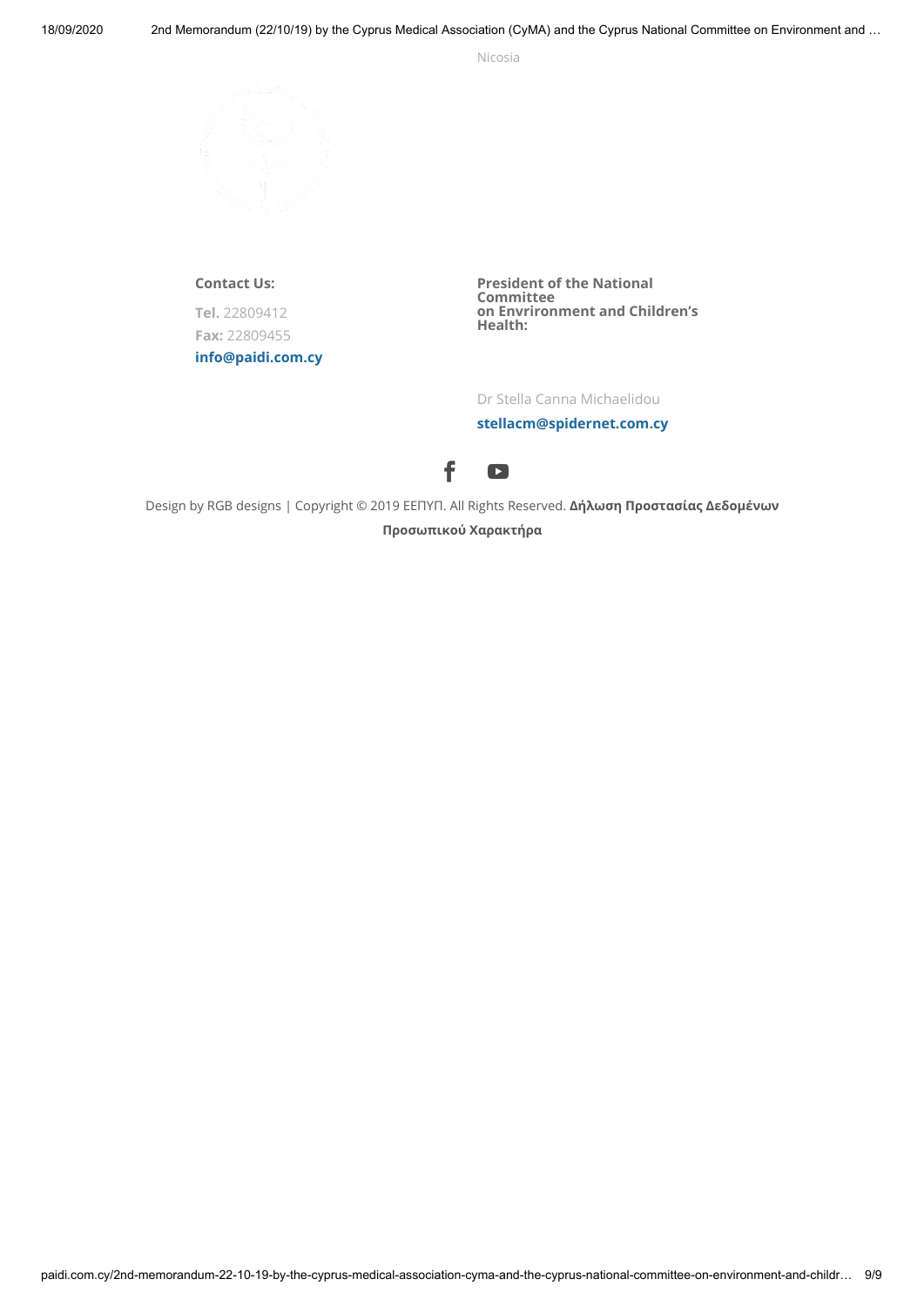Nicosia

**Contact Us:**

**Tel.** 22809412
**Fax:** 22809455
**info@paidi.com.cy**

**President of the National Committee on Envrironment and Children's Health:**

Dr Stella Canna Michaelidou
**stellacm@spidernet.com.cy**

Design by RGB designs | Copyright © 2019 ΕΕΠΥΠ. All Rights Reserved. **Δήλωση Προστασίας Δεδομένων Προσωπικού Χαρακτήρα**